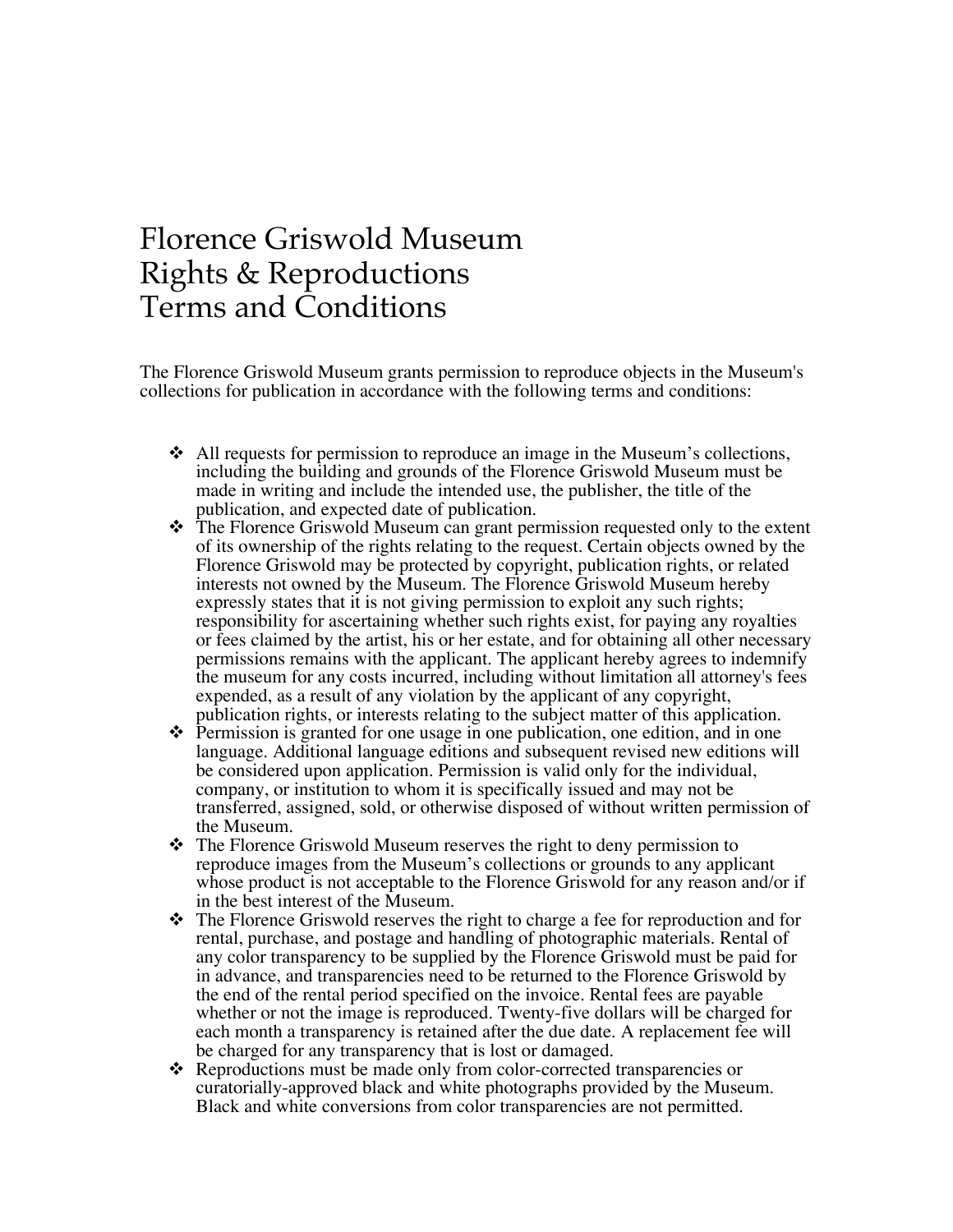# Florence Griswold Museum Rights & Reproductions Terms and Conditions

The Florence Griswold Museum grants permission to reproduce objects in the Museum's collections for publication in accordance with the following terms and conditions:

- All requests for permission to reproduce an image in the Museum's collections, including the building and grounds of the Florence Griswold Museum must be made in writing and include the intended use, the publisher, the title of the publication, and expected date of publication.
- The Florence Griswold Museum can grant permission requested only to the extent of its ownership of the rights relating to the request. Certain objects owned by the Florence Griswold may be protected by copyright, publication rights, or related interests not owned by the Museum. The Florence Griswold Museum hereby expressly states that it is not giving permission to exploit any such rights; responsibility for ascertaining whether such rights exist, for paying any royalties or fees claimed by the artist, his or her estate, and for obtaining all other necessary permissions remains with the applicant. The applicant hereby agrees to indemnify the museum for any costs incurred, including without limitation all attorney's fees expended, as a result of any violation by the applicant of any copyright, publication rights, or interests relating to the subject matter of this application.
- Permission is granted for one usage in one publication, one edition, and in one language. Additional language editions and subsequent revised new editions will be considered upon application. Permission is valid only for the individual, company, or institution to whom it is specifically issued and may not be transferred, assigned, sold, or otherwise disposed of without written permission of the Museum.
- The Florence Griswold Museum reserves the right to deny permission to reproduce images from the Museum's collections or grounds to any applicant whose product is not acceptable to the Florence Griswold for any reason and/or if in the best interest of the Museum.
- The Florence Griswold reserves the right to charge a fee for reproduction and for rental, purchase, and postage and handling of photographic materials. Rental of any color transparency to be supplied by the Florence Griswold must be paid for in advance, and transparencies need to be returned to the Florence Griswold by the end of the rental period specified on the invoice. Rental fees are payable whether or not the image is reproduced. Twenty-five dollars will be charged for each month a transparency is retained after the due date. A replacement fee will be charged for any transparency that is lost or damaged.
- Reproductions must be made only from color-corrected transparencies or curatorially-approved black and white photographs provided by the Museum. Black and white conversions from color transparencies are not permitted.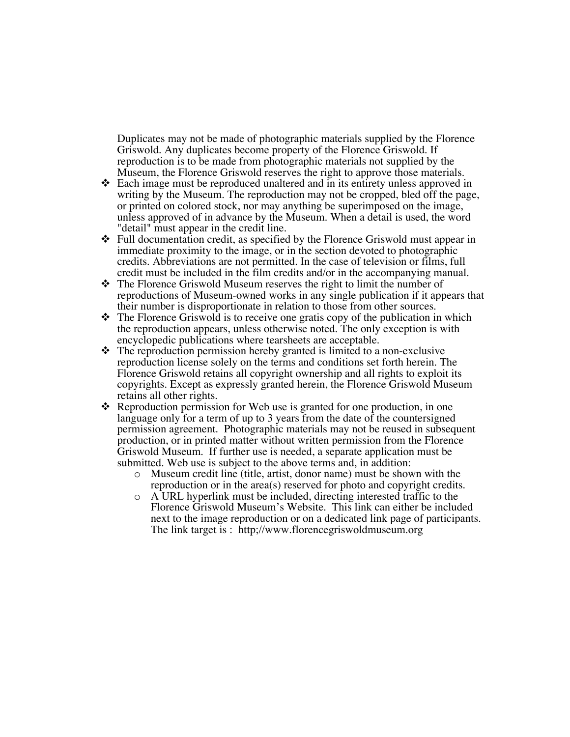Duplicates may not be made of photographic materials supplied by the Florence Griswold. Any duplicates become property of the Florence Griswold. If reproduction is to be made from photographic materials not supplied by the Museum, the Florence Griswold reserves the right to approve those materials.

- Each image must be reproduced unaltered and in its entirety unless approved in writing by the Museum. The reproduction may not be cropped, bled off the page, or printed on colored stock, nor may anything be superimposed on the image, unless approved of in advance by the Museum. When a detail is used, the word "detail" must appear in the credit line.
- Full documentation credit, as specified by the Florence Griswold must appear in immediate proximity to the image, or in the section devoted to photographic credits. Abbreviations are not permitted. In the case of television or films, full credit must be included in the film credits and/or in the accompanying manual.
- The Florence Griswold Museum reserves the right to limit the number of reproductions of Museum-owned works in any single publication if it appears that their number is disproportionate in relation to those from other sources.
- The Florence Griswold is to receive one gratis copy of the publication in which the reproduction appears, unless otherwise noted. The only exception is with encyclopedic publications where tearsheets are acceptable.
- The reproduction permission hereby granted is limited to a non-exclusive reproduction license solely on the terms and conditions set forth herein. The Florence Griswold retains all copyright ownership and all rights to exploit its copyrights. Except as expressly granted herein, the Florence Griswold Museum retains all other rights.
- Reproduction permission for Web use is granted for one production, in one language only for a term of up to 3 years from the date of the countersigned permission agreement. Photographic materials may not be reused in subsequent production, or in printed matter without written permission from the Florence Griswold Museum. If further use is needed, a separate application must be submitted. Web use is subject to the above terms and, in addition:
  - Museum credit line (title, artist, donor name) must be shown with the reproduction or in the area(s) reserved for photo and copyright credits.
  - A URL hyperlink must be included, directing interested traffic to the Florence Griswold Museum's Website. This link can either be included next to the image reproduction or on a dedicated link page of participants. The link target is : http;//www.florencegriswoldmuseum.org